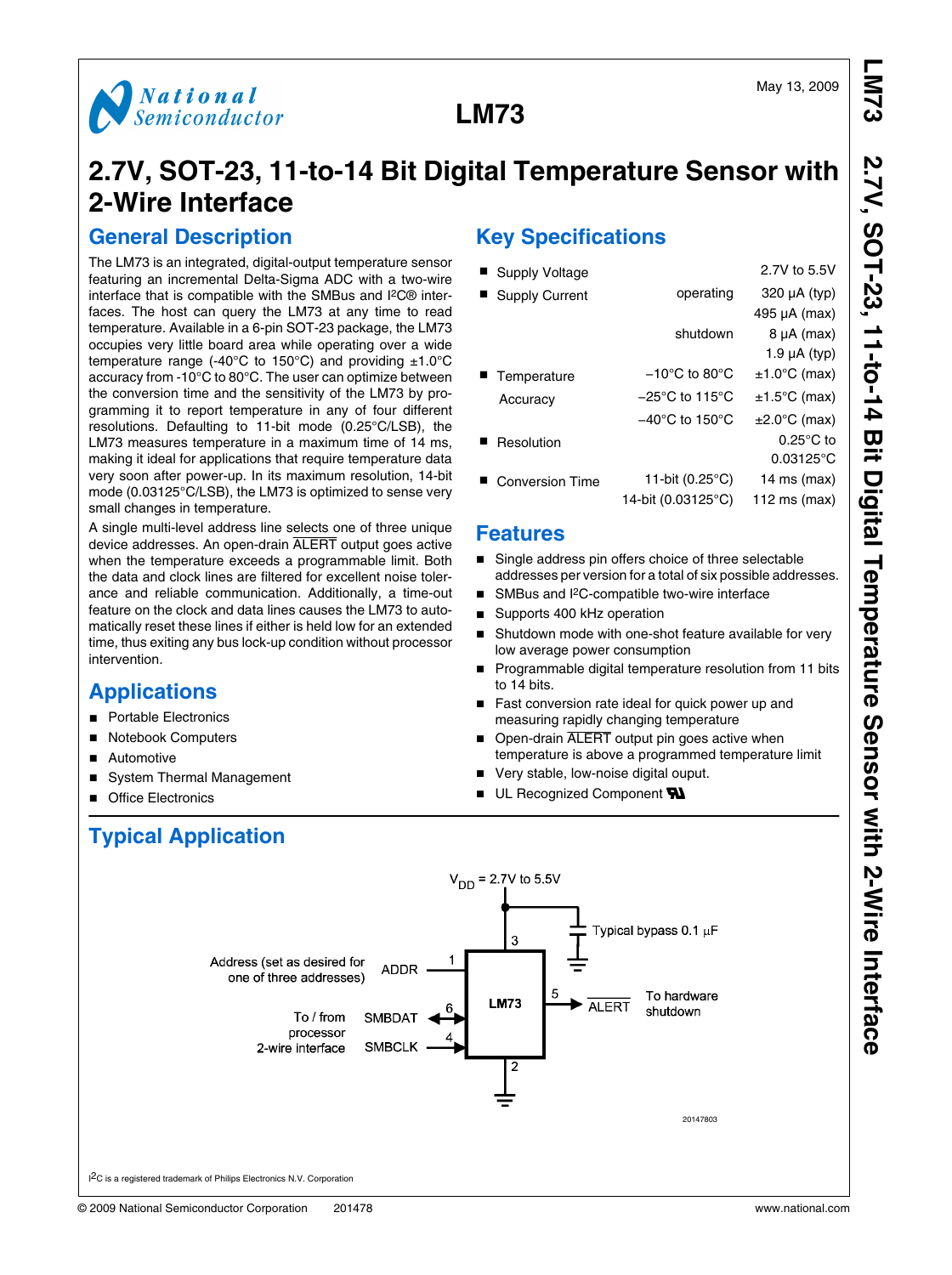# LM73

May 13, 2009

# 2.7V, SOT-23, 11-to-14 Bit Digital Temperature Sensor with 2-Wire Interface

## General Description

The LM73 is an integrated, digital-output temperature sensor featuring an incremental Delta-Sigma ADC with a two-wire interface that is compatible with the SMBus and I²C® interfaces. The host can query the LM73 at any time to read temperature. Available in a 6-pin SOT-23 package, the LM73 occupies very little board area while operating over a wide temperature range (-40°C to 150°C) and providing ±1.0°C accuracy from -10°C to 80°C. The user can optimize between the conversion time and the sensitivity of the LM73 by programming it to report temperature in any of four different resolutions. Defaulting to 11-bit mode (0.25°C/LSB), the LM73 measures temperature in a maximum time of 14 ms, making it ideal for applications that require temperature data very soon after power-up. In its maximum resolution, 14-bit mode (0.03125°C/LSB), the LM73 is optimized to sense very small changes in temperature.

A single multi-level address line selects one of three unique device addresses. An open-drain $\overline{\text{ALERT}}$ output goes active when the temperature exceeds a programmable limit. Both the data and clock lines are filtered for excellent noise tolerance and reliable communication. Additionally, a time-out feature on the clock and data lines causes the LM73 to automatically reset these lines if either is held low for an extended time, thus exiting any bus lock-up condition without processor intervention.

## Key Specifications

| Specification | Condition | Value |
|---|---|---|
| Supply Voltage | | 2.7V to 5.5V |
| Supply Current | operating | 320 µA (typ) |
| | | 495 µA (max) |
| | shutdown | 8 µA (max) |
| | | 1.9 µA (typ) |
| Temperature Accuracy | −10°C to 80°C | ±1.0°C (max) |
| | −25°C to 115°C | ±1.5°C (max) |
| | −40°C to 150°C | ±2.0°C (max) |
| Resolution | | 0.25°C to 0.03125°C |
| Conversion Time | 11-bit (0.25°C) | 14 ms (max) |
| | 14-bit (0.03125°C) | 112 ms (max) |

## Features

- Single address pin offers choice of three selectable addresses per version for a total of six possible addresses.
- SMBus and I²C-compatible two-wire interface
- Supports 400 kHz operation
- Shutdown mode with one-shot feature available for very low average power consumption
- Programmable digital temperature resolution from 11 bits to 14 bits.
- Fast conversion rate ideal for quick power up and measuring rapidly changing temperature
- Open-drain $\overline{\text{ALERT}}$ output pin goes active when temperature is above a programmed temperature limit
- Very stable, low-noise digital ouput.
- UL Recognized Component

## Applications

- Portable Electronics
- Notebook Computers
- Automotive
- System Thermal Management
- Office Electronics

## Typical Application

$V_{DD}$ = 2.7V to 5.5V

Typical bypass 0.1 µF

Address (set as desired for one of three addresses) — ADDR (pin 1)

To / from processor 2-wire interface — SMBDAT (pin 6), SMBCLK (pin 4)

LM73 — pin 3 ($V_{DD}$), pin 2 (GND), pin 5 ($\overline{\text{ALERT}}$)

$\overline{\text{ALERT}}$ — To hardware shutdown

20147803

I²C is a registered trademark of Philips Electronics N.V. Corporation

© 2009 National Semiconductor Corporation 201478 www.national.com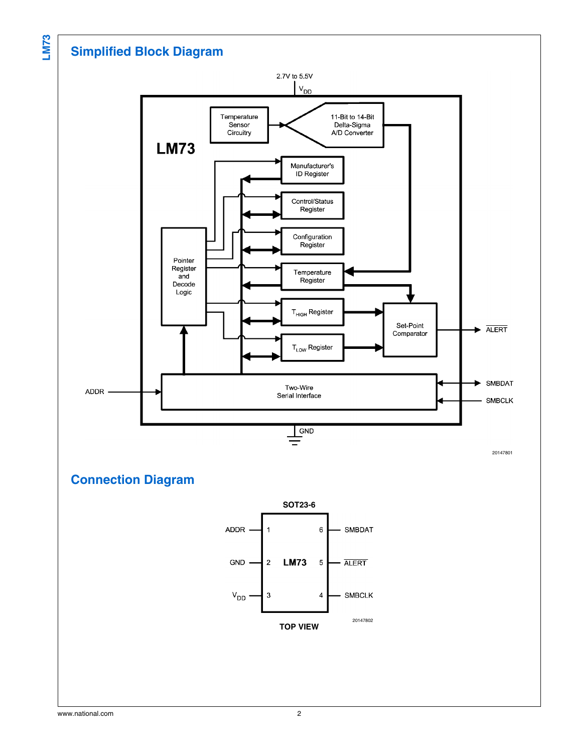## Simplified Block Diagram

2.7V to 5.5V

$V_{DD}$

Temperature Sensor Circuitry

11-Bit to 14-Bit Delta-Sigma A/D Converter

LM73

Manufacturer's ID Register

Control/Status Register

Configuration Register

Temperature Register

$T_{HIGH}$ Register

$T_{LOW}$ Register

Pointer Register and Decode Logic

Set-Point Comparator

ALERT

ADDR

Two-Wire Serial Interface

SMBDAT

SMBCLK

GND

20147801

## Connection Diagram

**SOT23-6**

| Pin | Name | Pin | Name |
|---|---|---|---|
| 1 | ADDR | 6 | SMBDAT |
| 2 | GND | 5 | ALERT |
| 3 | $V_{DD}$ | 4 | SMBCLK |

LM73

20147802

**TOP VIEW**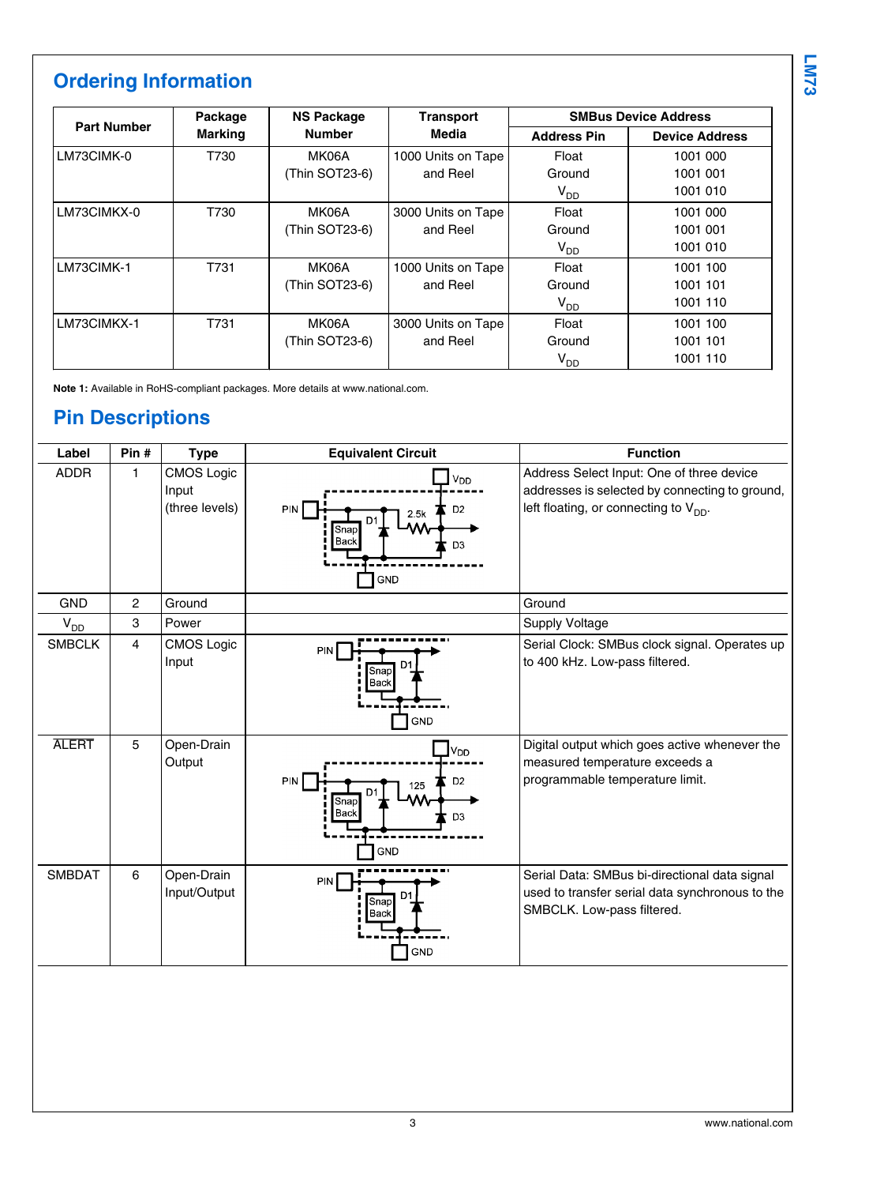## Ordering Information

| Part Number | Package Marking | NS Package Number | Transport Media | SMBus Device Address | |
|---|---|---|---|---|---|
| | | | | Address Pin | Device Address |
| LM73CIMK-0 | T730 | MK06A (Thin SOT23-6) | 1000 Units on Tape and Reel | Float<br>Ground<br>$V_{DD}$ | 1001 000<br>1001 001<br>1001 010 |
| LM73CIMKX-0 | T730 | MK06A (Thin SOT23-6) | 3000 Units on Tape and Reel | Float<br>Ground<br>$V_{DD}$ | 1001 000<br>1001 001<br>1001 010 |
| LM73CIMK-1 | T731 | MK06A (Thin SOT23-6) | 1000 Units on Tape and Reel | Float<br>Ground<br>$V_{DD}$ | 1001 100<br>1001 101<br>1001 110 |
| LM73CIMKX-1 | T731 | MK06A (Thin SOT23-6) | 3000 Units on Tape and Reel | Float<br>Ground<br>$V_{DD}$ | 1001 100<br>1001 101<br>1001 110 |

**Note 1:** Available in RoHS-compliant packages. More details at www.national.com.

## Pin Descriptions

| Label | Pin # | Type | Equivalent Circuit | Function |
|---|---|---|---|---|
| ADDR | 1 | CMOS Logic Input (three levels) | | Address Select Input: One of three device addresses is selected by connecting to ground, left floating, or connecting to $V_{DD}$. |
| GND | 2 | Ground | | Ground |
| $V_{DD}$ | 3 | Power | | Supply Voltage |
| SMBCLK | 4 | CMOS Logic Input | | Serial Clock: SMBus clock signal. Operates up to 400 kHz. Low-pass filtered. |
| $\overline{\text{ALERT}}$ | 5 | Open-Drain Output | | Digital output which goes active whenever the measured temperature exceeds a programmable temperature limit. |
| SMBDAT | 6 | Open-Drain Input/Output | | Serial Data: SMBus bi-directional data signal used to transfer serial data synchronous to the SMBCLK. Low-pass filtered. |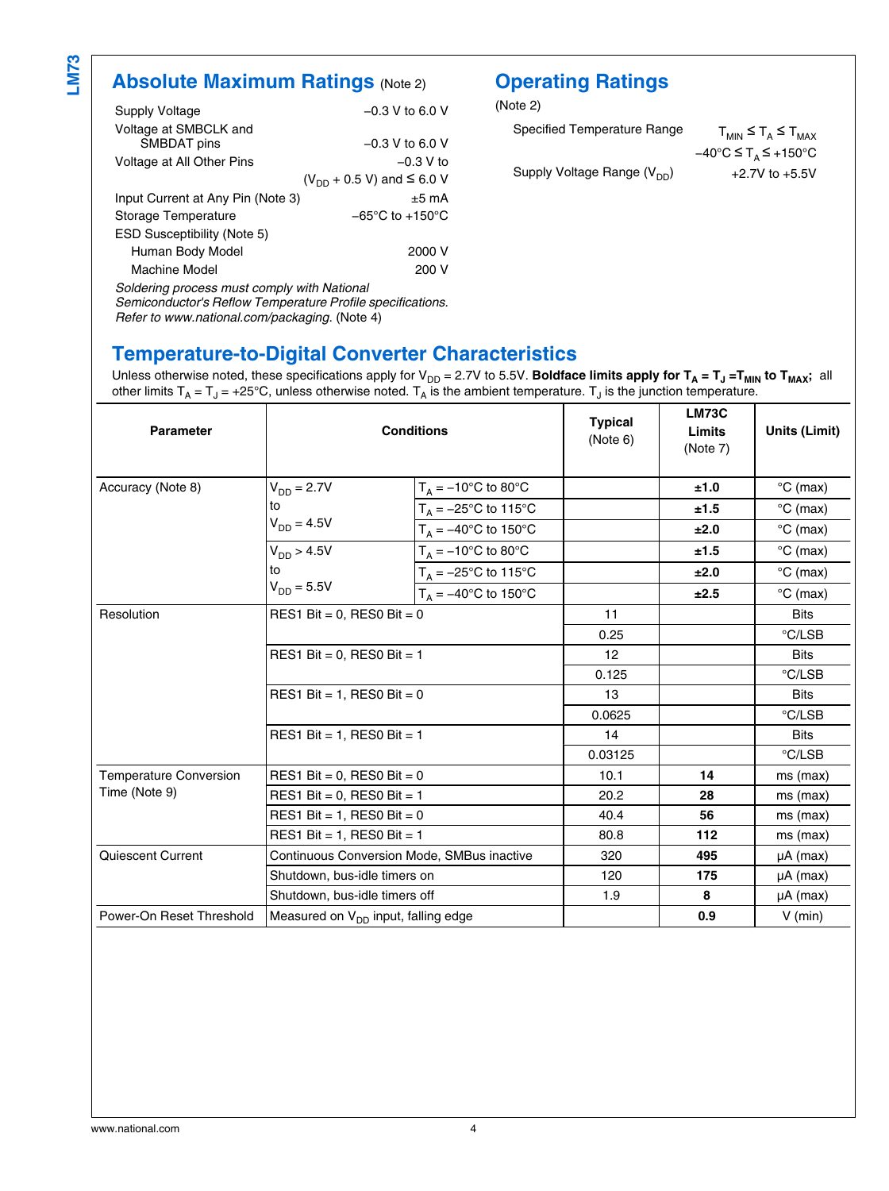## Absolute Maximum Ratings (Note 2)

| | |
|---|---|
| Supply Voltage | −0.3 V to 6.0 V |
| Voltage at SMBCLK and SMBDAT pins | −0.3 V to 6.0 V |
| Voltage at All Other Pins | −0.3 V to ($V_{DD}$ + 0.5 V) and ≤ 6.0 V |
| Input Current at Any Pin (Note 3) | ±5 mA |
| Storage Temperature | −65°C to +150°C |
| ESD Susceptibility (Note 5) | |
| Human Body Model | 2000 V |
| Machine Model | 200 V |

*Soldering process must comply with National Semiconductor's Reflow Temperature Profile specifications. Refer to www.national.com/packaging.* (Note 4)

## Operating Ratings

(Note 2)

| | |
|---|---|
| Specified Temperature Range | $T_{MIN} \le T_A \le T_{MAX}$ |
| | $-40°C \le T_A \le +150°C$ |
| Supply Voltage Range ($V_{DD}$) | +2.7V to +5.5V |

## Temperature-to-Digital Converter Characteristics

Unless otherwise noted, these specifications apply for $V_{DD}$ = 2.7V to 5.5V. **Boldface limits apply for $T_A = T_J = T_{MIN}$ to $T_{MAX}$;** all other limits $T_A = T_J$ = +25°C, unless otherwise noted. $T_A$ is the ambient temperature. $T_J$ is the junction temperature.

| Parameter | Conditions | | Typical (Note 6) | LM73C Limits (Note 7) | Units (Limit) |
|---|---|---|---|---|---|
| Accuracy (Note 8) | $V_{DD}$ = 2.7V to $V_{DD}$ = 4.5V | $T_A$ = −10°C to 80°C | | **±1.0** | °C (max) |
| | | $T_A$ = −25°C to 115°C | | **±1.5** | °C (max) |
| | | $T_A$ = −40°C to 150°C | | **±2.0** | °C (max) |
| | $V_{DD}$ > 4.5V to $V_{DD}$ = 5.5V | $T_A$ = −10°C to 80°C | | **±1.5** | °C (max) |
| | | $T_A$ = −25°C to 115°C | | **±2.0** | °C (max) |
| | | $T_A$ = −40°C to 150°C | | **±2.5** | °C (max) |
| Resolution | RES1 Bit = 0, RES0 Bit = 0 | | 11 | | Bits |
| | | | 0.25 | | °C/LSB |
| | RES1 Bit = 0, RES0 Bit = 1 | | 12 | | Bits |
| | | | 0.125 | | °C/LSB |
| | RES1 Bit = 1, RES0 Bit = 0 | | 13 | | Bits |
| | | | 0.0625 | | °C/LSB |
| | RES1 Bit = 1, RES0 Bit = 1 | | 14 | | Bits |
| | | | 0.03125 | | °C/LSB |
| Temperature Conversion Time (Note 9) | RES1 Bit = 0, RES0 Bit = 0 | | 10.1 | **14** | ms (max) |
| | RES1 Bit = 0, RES0 Bit = 1 | | 20.2 | **28** | ms (max) |
| | RES1 Bit = 1, RES0 Bit = 0 | | 40.4 | **56** | ms (max) |
| | RES1 Bit = 1, RES0 Bit = 1 | | 80.8 | **112** | ms (max) |
| Quiescent Current | Continuous Conversion Mode, SMBus inactive | | 320 | **495** | µA (max) |
| | Shutdown, bus-idle timers on | | 120 | **175** | µA (max) |
| | Shutdown, bus-idle timers off | | 1.9 | **8** | µA (max) |
| Power-On Reset Threshold | Measured on $V_{DD}$ input, falling edge | | | **0.9** | V (min) |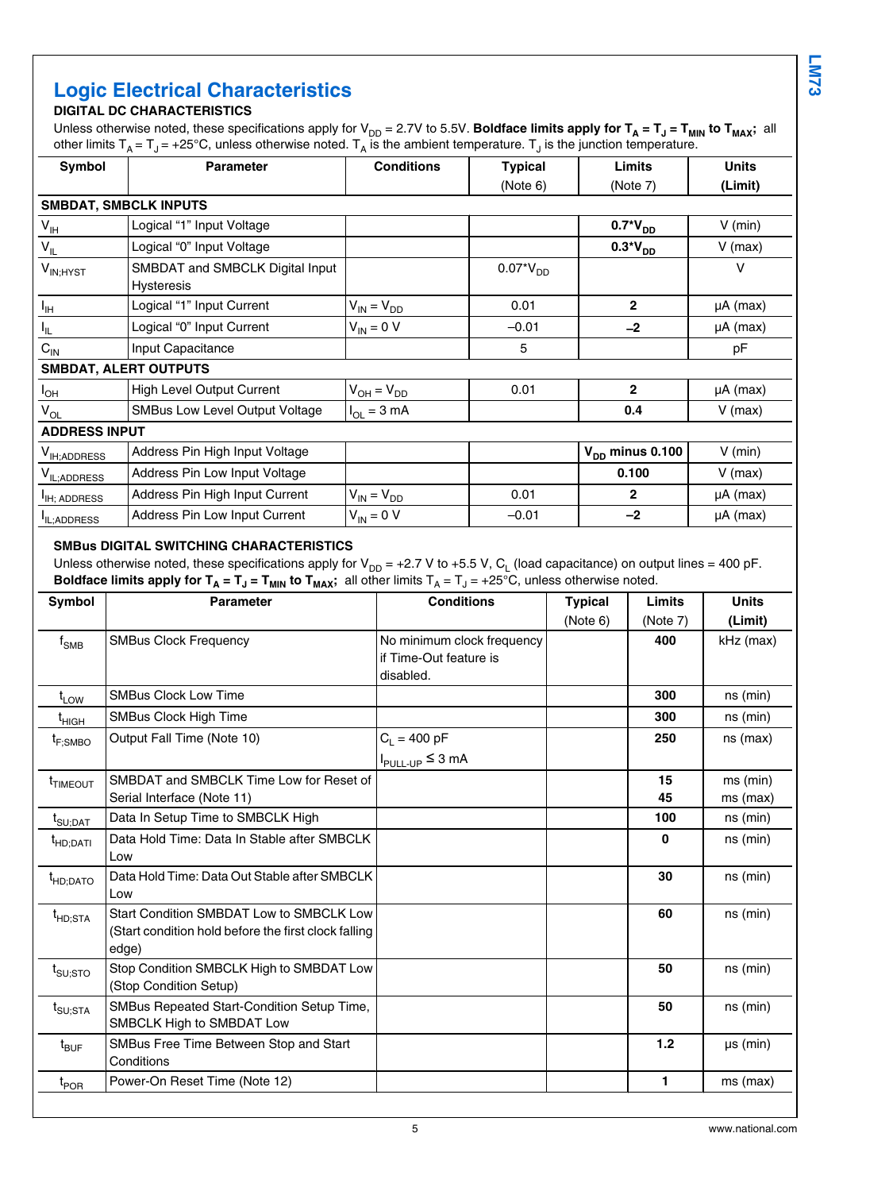## Logic Electrical Characteristics

### DIGITAL DC CHARACTERISTICS

Unless otherwise noted, these specifications apply for $V_{DD}$ = 2.7V to 5.5V. **Boldface limits apply for $T_A = T_J = T_{MIN}$ to $T_{MAX}$;** all other limits $T_A = T_J$ = +25°C, unless otherwise noted. $T_A$ is the ambient temperature. $T_J$ is the junction temperature.

| Symbol | Parameter | Conditions | Typical (Note 6) | Limits (Note 7) | Units (Limit) |
|---|---|---|---|---|---|
| **SMBDAT, SMBCLK INPUTS** | | | | | |
| $V_{IH}$ | Logical "1" Input Voltage | | | **0.7*$V_{DD}$** | V (min) |
| $V_{IL}$ | Logical "0" Input Voltage | | | **0.3*$V_{DD}$** | V (max) |
| $V_{IN;HYST}$ | SMBDAT and SMBCLK Digital Input Hysteresis | | 0.07*$V_{DD}$ | | V |
| $I_{IH}$ | Logical "1" Input Current | $V_{IN} = V_{DD}$ | 0.01 | **2** | µA (max) |
| $I_{IL}$ | Logical "0" Input Current | $V_{IN}$ = 0 V | −0.01 | **−2** | µA (max) |
| $C_{IN}$ | Input Capacitance | | 5 | | pF |
| **SMBDAT, ALERT OUTPUTS** | | | | | |
| $I_{OH}$ | High Level Output Current | $V_{OH} = V_{DD}$ | 0.01 | **2** | µA (max) |
| $V_{OL}$ | SMBus Low Level Output Voltage | $I_{OL}$ = 3 mA | | **0.4** | V (max) |
| **ADDRESS INPUT** | | | | | |
| $V_{IH;ADDRESS}$ | Address Pin High Input Voltage | | | **$V_{DD}$ minus 0.100** | V (min) |
| $V_{IL;ADDRESS}$ | Address Pin Low Input Voltage | | | **0.100** | V (max) |
| $I_{IH;ADDRESS}$ | Address Pin High Input Current | $V_{IN} = V_{DD}$ | 0.01 | **2** | µA (max) |
| $I_{IL;ADDRESS}$ | Address Pin Low Input Current | $V_{IN}$ = 0 V | −0.01 | **−2** | µA (max) |

### SMBus DIGITAL SWITCHING CHARACTERISTICS

Unless otherwise noted, these specifications apply for $V_{DD}$ = +2.7 V to +5.5 V, $C_L$ (load capacitance) on output lines = 400 pF. **Boldface limits apply for $T_A = T_J = T_{MIN}$ to $T_{MAX}$;** all other limits $T_A = T_J$ = +25°C, unless otherwise noted.

| Symbol | Parameter | Conditions | Typical (Note 6) | Limits (Note 7) | Units (Limit) |
|---|---|---|---|---|---|
| $f_{SMB}$ | SMBus Clock Frequency | No minimum clock frequency if Time-Out feature is disabled. | | **400** | kHz (max) |
| $t_{LOW}$ | SMBus Clock Low Time | | | **300** | ns (min) |
| $t_{HIGH}$ | SMBus Clock High Time | | | **300** | ns (min) |
| $t_{F;SMBO}$ | Output Fall Time (Note 10) | $C_L$ = 400 pF, $I_{PULL-UP} \leq$ 3 mA | | **250** | ns (max) |
| $t_{TIMEOUT}$ | SMBDAT and SMBCLK Time Low for Reset of Serial Interface (Note 11) | | | **15** **45** | ms (min) ms (max) |
| $t_{SU;DAT}$ | Data In Setup Time to SMBCLK High | | | **100** | ns (min) |
| $t_{HD;DATI}$ | Data Hold Time: Data In Stable after SMBCLK Low | | | **0** | ns (min) |
| $t_{HD;DATO}$ | Data Hold Time: Data Out Stable after SMBCLK Low | | | **30** | ns (min) |
| $t_{HD;STA}$ | Start Condition SMBDAT Low to SMBCLK Low (Start condition hold before the first clock falling edge) | | | **60** | ns (min) |
| $t_{SU;STO}$ | Stop Condition SMBCLK High to SMBDAT Low (Stop Condition Setup) | | | **50** | ns (min) |
| $t_{SU;STA}$ | SMBus Repeated Start-Condition Setup Time, SMBCLK High to SMBDAT Low | | | **50** | ns (min) |
| $t_{BUF}$ | SMBus Free Time Between Stop and Start Conditions | | | **1.2** | µs (min) |
| $t_{POR}$ | Power-On Reset Time (Note 12) | | | **1** | ms (max) |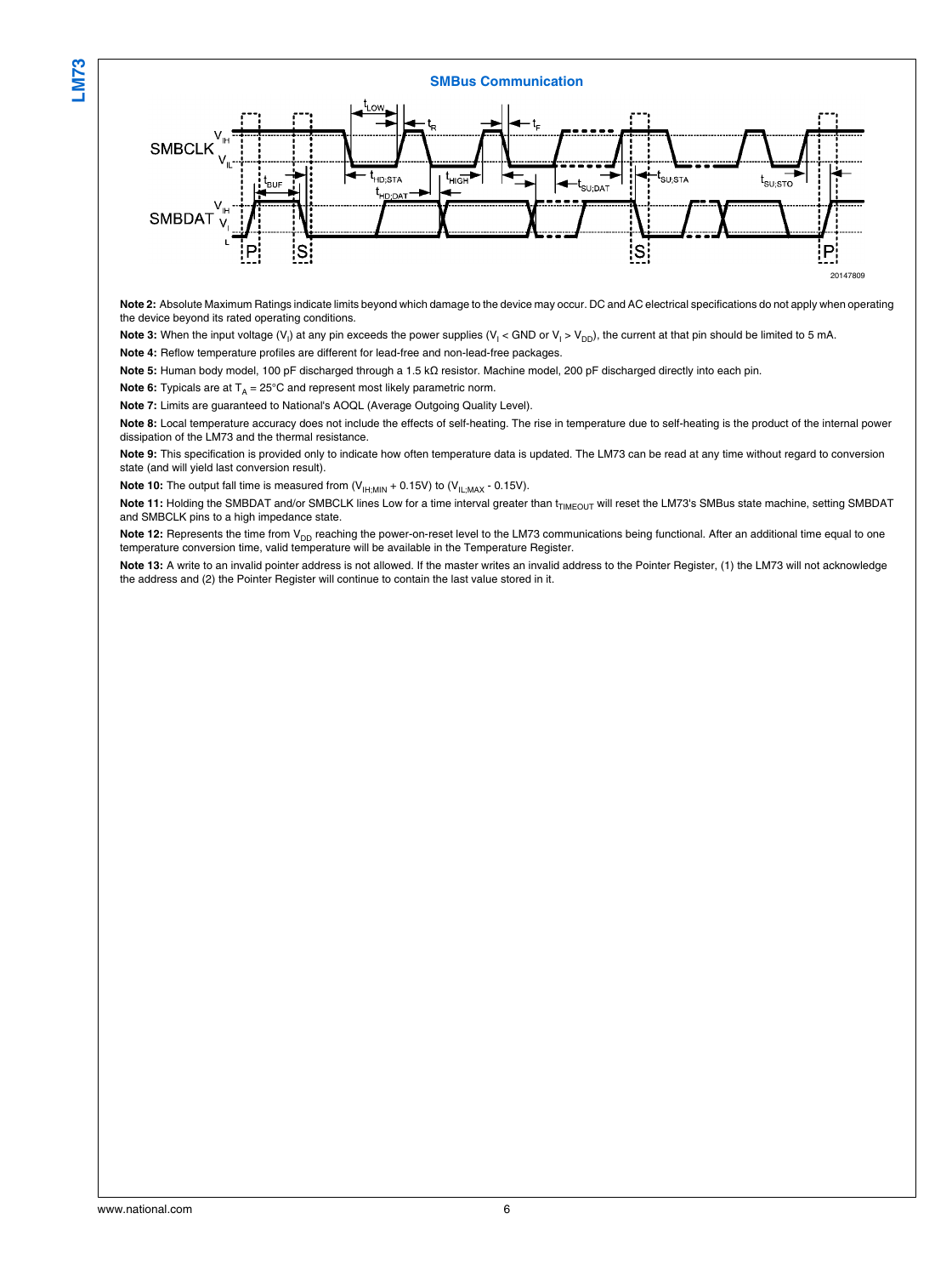## SMBus Communication

20147809

**Note 2:** Absolute Maximum Ratings indicate limits beyond which damage to the device may occur. DC and AC electrical specifications do not apply when operating the device beyond its rated operating conditions.

**Note 3:** When the input voltage ($V_I$) at any pin exceeds the power supplies ($V_I$ < GND or $V_I > V_{DD}$), the current at that pin should be limited to 5 mA.

**Note 4:** Reflow temperature profiles are different for lead-free and non-lead-free packages.

**Note 5:** Human body model, 100 pF discharged through a 1.5 kΩ resistor. Machine model, 200 pF discharged directly into each pin.

**Note 6:** Typicals are at $T_A$ = 25°C and represent most likely parametric norm.

**Note 7:** Limits are guaranteed to National's AOQL (Average Outgoing Quality Level).

**Note 8:** Local temperature accuracy does not include the effects of self-heating. The rise in temperature due to self-heating is the product of the internal power dissipation of the LM73 and the thermal resistance.

**Note 9:** This specification is provided only to indicate how often temperature data is updated. The LM73 can be read at any time without regard to conversion state (and will yield last conversion result).

**Note 10:** The output fall time is measured from ($V_{IH;MIN}$ + 0.15V) to ($V_{IL;MAX}$ - 0.15V).

**Note 11:** Holding the SMBDAT and/or SMBCLK lines Low for a time interval greater than $t_{TIMEOUT}$ will reset the LM73's SMBus state machine, setting SMBDAT and SMBCLK pins to a high impedance state.

**Note 12:** Represents the time from $V_{DD}$ reaching the power-on-reset level to the LM73 communications being functional. After an additional time equal to one temperature conversion time, valid temperature will be available in the Temperature Register.

**Note 13:** A write to an invalid pointer address is not allowed. If the master writes an invalid address to the Pointer Register, (1) the LM73 will not acknowledge the address and (2) the Pointer Register will continue to contain the last value stored in it.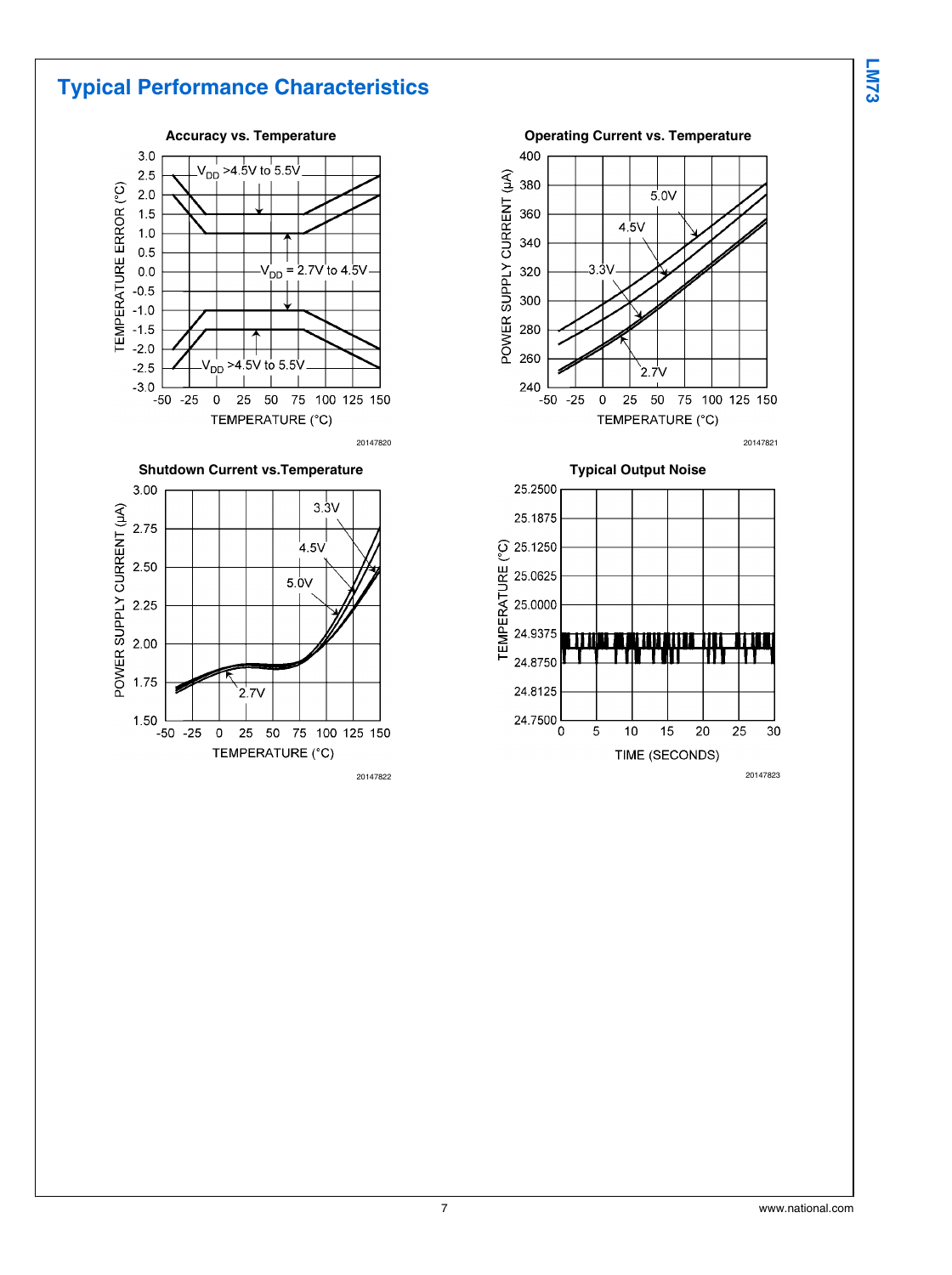## Typical Performance Characteristics

**Accuracy vs. Temperature**

$V_{DD}$ >4.5V to 5.5V

$V_{DD}$ = 2.7V to 4.5V

$V_{DD}$ >4.5V to 5.5V

TEMPERATURE ERROR (°C)

TEMPERATURE (°C)

20147820

**Operating Current vs. Temperature**

POWER SUPPLY CURRENT (μA)

TEMPERATURE (°C)

20147821

**Shutdown Current vs.Temperature**

POWER SUPPLY CURRENT (μA)

TEMPERATURE (°C)

20147822

**Typical Output Noise**

TEMPERATURE (°C)

TIME (SECONDS)

20147823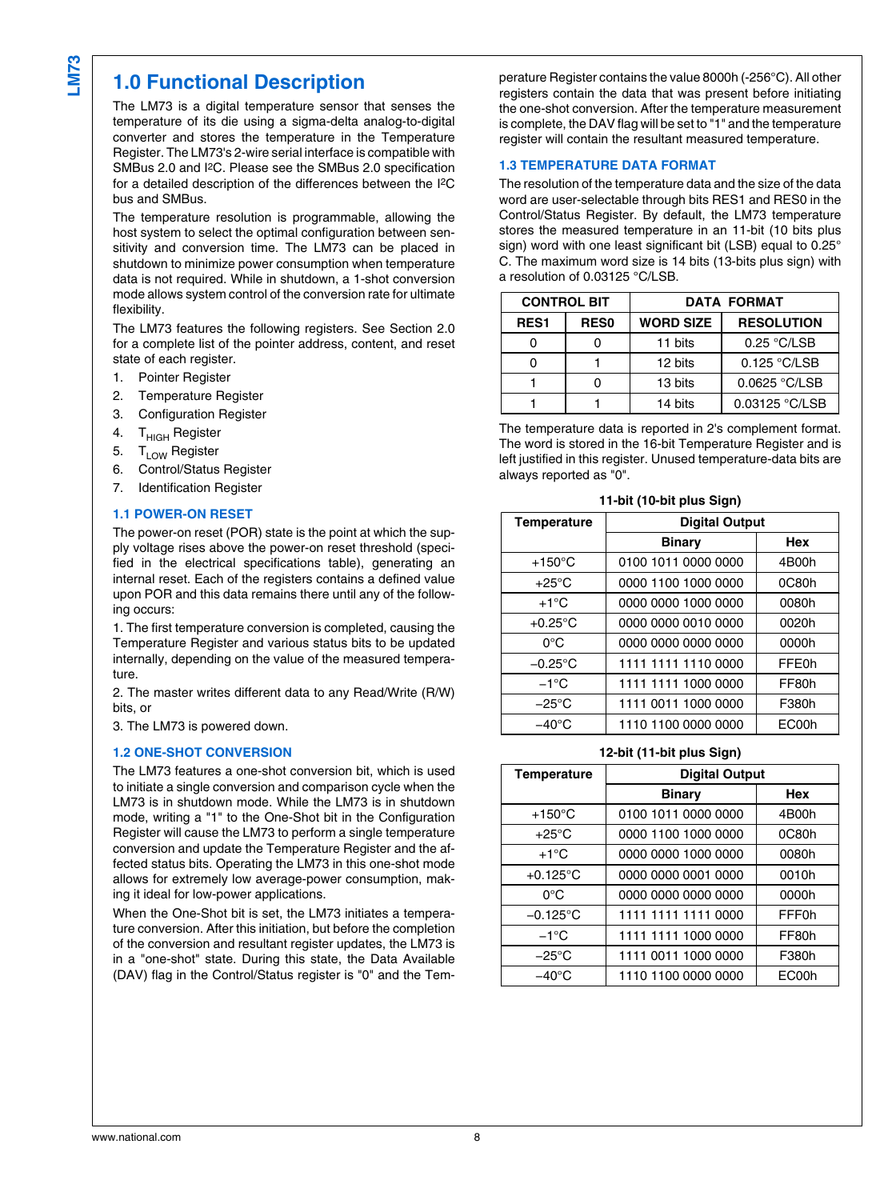# 1.0 Functional Description

The LM73 is a digital temperature sensor that senses the temperature of its die using a sigma-delta analog-to-digital converter and stores the temperature in the Temperature Register. The LM73's 2-wire serial interface is compatible with SMBus 2.0 and I²C. Please see the SMBus 2.0 specification for a detailed description of the differences between the I²C bus and SMBus.

The temperature resolution is programmable, allowing the host system to select the optimal configuration between sensitivity and conversion time. The LM73 can be placed in shutdown to minimize power consumption when temperature data is not required. While in shutdown, a 1-shot conversion mode allows system control of the conversion rate for ultimate flexibility.

The LM73 features the following registers. See Section 2.0 for a complete list of the pointer address, content, and reset state of each register.

1. Pointer Register
2. Temperature Register
3. Configuration Register
4. $T_{HIGH}$ Register
5. $T_{LOW}$ Register
6. Control/Status Register
7. Identification Register

## 1.1 POWER-ON RESET

The power-on reset (POR) state is the point at which the supply voltage rises above the power-on reset threshold (specified in the electrical specifications table), generating an internal reset. Each of the registers contains a defined value upon POR and this data remains there until any of the following occurs:

1. The first temperature conversion is completed, causing the Temperature Register and various status bits to be updated internally, depending on the value of the measured temperature.

2. The master writes different data to any Read/Write (R/W) bits, or

3. The LM73 is powered down.

## 1.2 ONE-SHOT CONVERSION

The LM73 features a one-shot conversion bit, which is used to initiate a single conversion and comparison cycle when the LM73 is in shutdown mode. While the LM73 is in shutdown mode, writing a "1" to the One-Shot bit in the Configuration Register will cause the LM73 to perform a single temperature conversion and update the Temperature Register and the affected status bits. Operating the LM73 in this one-shot mode allows for extremely low average-power consumption, making it ideal for low-power applications.

When the One-Shot bit is set, the LM73 initiates a temperature conversion. After this initiation, but before the completion of the conversion and resultant register updates, the LM73 is in a "one-shot" state. During this state, the Data Available (DAV) flag in the Control/Status register is "0" and the Temperature Register contains the value 8000h (-256°C). All other registers contain the data that was present before initiating the one-shot conversion. After the temperature measurement is complete, the DAV flag will be set to "1" and the temperature register will contain the resultant measured temperature.

## 1.3 TEMPERATURE DATA FORMAT

The resolution of the temperature data and the size of the data word are user-selectable through bits RES1 and RES0 in the Control/Status Register. By default, the LM73 temperature stores the measured temperature in an 11-bit (10 bits plus sign) word with one least significant bit (LSB) equal to 0.25°C. The maximum word size is 14 bits (13-bits plus sign) with a resolution of 0.03125 °C/LSB.

| CONTROL BIT | | DATA FORMAT | |
|---|---|---|---|
| RES1 | RES0 | WORD SIZE | RESOLUTION |
| 0 | 0 | 11 bits | 0.25 °C/LSB |
| 0 | 1 | 12 bits | 0.125 °C/LSB |
| 1 | 0 | 13 bits | 0.0625 °C/LSB |
| 1 | 1 | 14 bits | 0.03125 °C/LSB |

The temperature data is reported in 2's complement format. The word is stored in the 16-bit Temperature Register and is left justified in this register. Unused temperature-data bits are always reported as "0".

**11-bit (10-bit plus Sign)**

| Temperature | Digital Output | |
|---|---|---|
| | Binary | Hex |
| +150°C | 0100 1011 0000 0000 | 4B00h |
| +25°C | 0000 1100 1000 0000 | 0C80h |
| +1°C | 0000 0000 1000 0000 | 0080h |
| +0.25°C | 0000 0000 0010 0000 | 0020h |
| 0°C | 0000 0000 0000 0000 | 0000h |
| −0.25°C | 1111 1111 1110 0000 | FFE0h |
| −1°C | 1111 1111 1000 0000 | FF80h |
| −25°C | 1111 0011 1000 0000 | F380h |
| −40°C | 1110 1100 0000 0000 | EC00h |

**12-bit (11-bit plus Sign)**

| Temperature | Digital Output | |
|---|---|---|
| | Binary | Hex |
| +150°C | 0100 1011 0000 0000 | 4B00h |
| +25°C | 0000 1100 1000 0000 | 0C80h |
| +1°C | 0000 0000 1000 0000 | 0080h |
| +0.125°C | 0000 0000 0001 0000 | 0010h |
| 0°C | 0000 0000 0000 0000 | 0000h |
| −0.125°C | 1111 1111 1111 0000 | FFF0h |
| −1°C | 1111 1111 1000 0000 | FF80h |
| −25°C | 1111 0011 1000 0000 | F380h |
| −40°C | 1110 1100 0000 0000 | EC00h |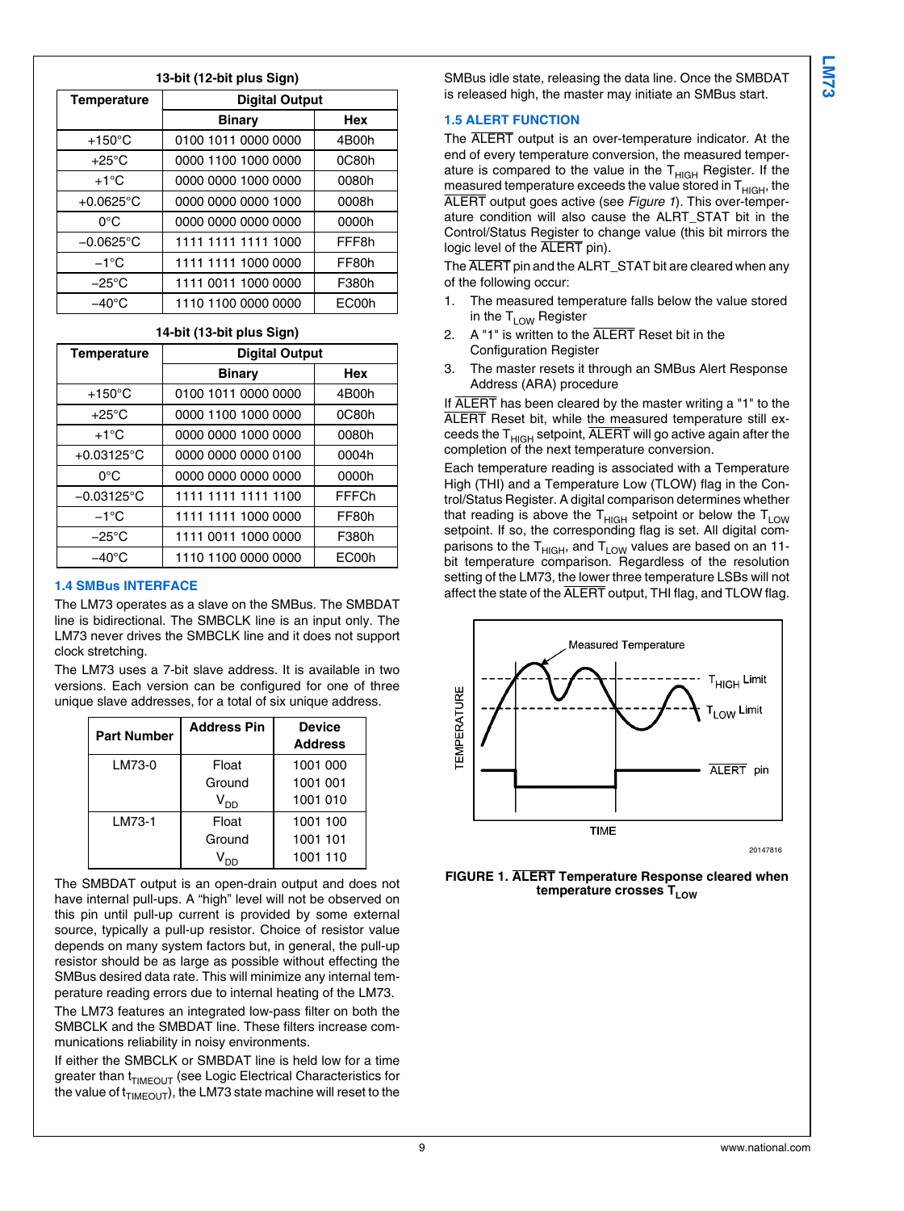**13-bit (12-bit plus Sign)**

| Temperature | Digital Output | |
|---|---|---|
| | Binary | Hex |
| +150°C | 0100 1011 0000 0000 | 4B00h |
| +25°C | 0000 1100 1000 0000 | 0C80h |
| +1°C | 0000 0000 1000 0000 | 0080h |
| +0.0625°C | 0000 0000 0000 1000 | 0008h |
| 0°C | 0000 0000 0000 0000 | 0000h |
| −0.0625°C | 1111 1111 1111 1000 | FFF8h |
| −1°C | 1111 1111 1000 0000 | FF80h |
| −25°C | 1111 0011 1000 0000 | F380h |
| −40°C | 1110 1100 0000 0000 | EC00h |

**14-bit (13-bit plus Sign)**

| Temperature | Digital Output | |
|---|---|---|
| | Binary | Hex |
| +150°C | 0100 1011 0000 0000 | 4B00h |
| +25°C | 0000 1100 1000 0000 | 0C80h |
| +1°C | 0000 0000 1000 0000 | 0080h |
| +0.03125°C | 0000 0000 0000 0100 | 0004h |
| 0°C | 0000 0000 0000 0000 | 0000h |
| −0.03125°C | 1111 1111 1111 1100 | FFFCh |
| −1°C | 1111 1111 1000 0000 | FF80h |
| −25°C | 1111 0011 1000 0000 | F380h |
| −40°C | 1110 1100 0000 0000 | EC00h |

### 1.4 SMBus INTERFACE

The LM73 operates as a slave on the SMBus. The SMBDAT line is bidirectional. The SMBCLK line is an input only. The LM73 never drives the SMBCLK line and it does not support clock stretching.

The LM73 uses a 7-bit slave address. It is available in two versions. Each version can be configured for one of three unique slave addresses, for a total of six unique address.

| Part Number | Address Pin | Device Address |
|---|---|---|
| LM73-0 | Float | 1001 000 |
| | Ground | 1001 001 |
| | $V_{DD}$ | 1001 010 |
| LM73-1 | Float | 1001 100 |
| | Ground | 1001 101 |
| | $V_{DD}$ | 1001 110 |

The SMBDAT output is an open-drain output and does not have internal pull-ups. A "high" level will not be observed on this pin until pull-up current is provided by some external source, typically a pull-up resistor. Choice of resistor value depends on many system factors but, in general, the pull-up resistor should be as large as possible without effecting the SMBus desired data rate. This will minimize any internal temperature reading errors due to internal heating of the LM73.

The LM73 features an integrated low-pass filter on both the SMBCLK and the SMBDAT line. These filters increase communications reliability in noisy environments.

If either the SMBCLK or SMBDAT line is held low for a time greater than $t_{TIMEOUT}$ (see Logic Electrical Characteristics for the value of $t_{TIMEOUT}$), the LM73 state machine will reset to the SMBus idle state, releasing the data line. Once the SMBDAT is released high, the master may initiate an SMBus start.

### 1.5 ALERT FUNCTION

The ALERT output is an over-temperature indicator. At the end of every temperature conversion, the measured temperature is compared to the value in the $T_{HIGH}$ Register. If the measured temperature exceeds the value stored in $T_{HIGH}$, the ALERT output goes active (see *Figure 1*). This over-temperature condition will also cause the ALRT_STAT bit in the Control/Status Register to change value (this bit mirrors the logic level of the ALERT pin).

The ALERT pin and the ALRT_STAT bit are cleared when any of the following occur:

1. The measured temperature falls below the value stored in the $T_{LOW}$ Register
2. A "1" is written to the ALERT Reset bit in the Configuration Register
3. The master resets it through an SMBus Alert Response Address (ARA) procedure

If ALERT has been cleared by the master writing a "1" to the ALERT Reset bit, while the measured temperature still exceeds the $T_{HIGH}$ setpoint, ALERT will go active again after the completion of the next temperature conversion.

Each temperature reading is associated with a Temperature High (THI) and a Temperature Low (TLOW) flag in the Control/Status Register. A digital comparison determines whether that reading is above the $T_{HIGH}$ setpoint or below the $T_{LOW}$ setpoint. If so, the corresponding flag is set. All digital comparisons to the $T_{HIGH}$, and $T_{LOW}$ values are based on an 11-bit temperature comparison. Regardless of the resolution setting of the LM73, the lower three temperature LSBs will not affect the state of the ALERT output, THI flag, and TLOW flag.

**FIGURE 1. ALERT Temperature Response cleared when temperature crosses $T_{LOW}$**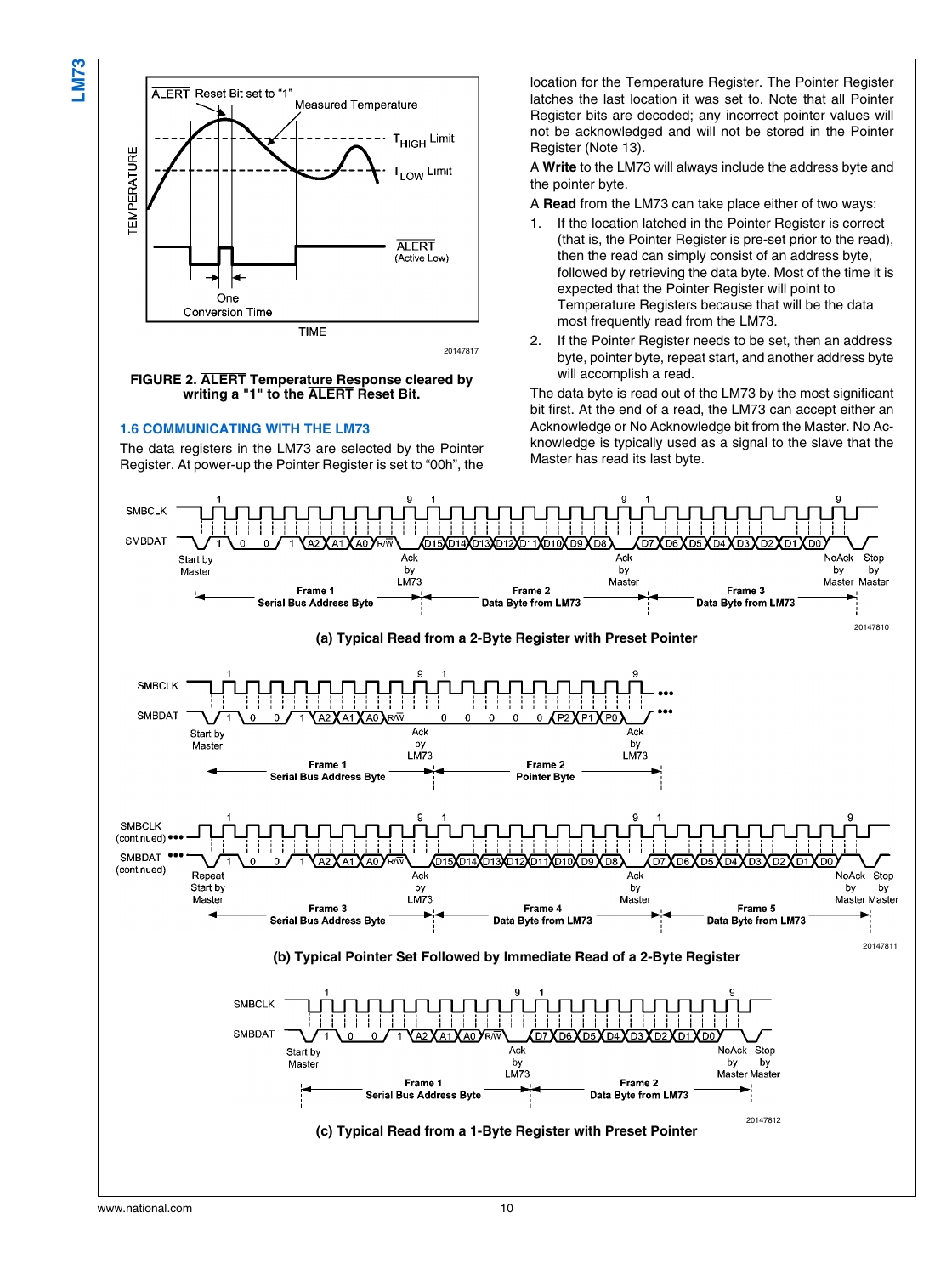**FIGURE 2. $\overline{\text{ALERT}}$ Temperature Response cleared by writing a "1" to the $\overline{\text{ALERT}}$ Reset Bit.**

### 1.6 COMMUNICATING WITH THE LM73

The data registers in the LM73 are selected by the Pointer Register. At power-up the Pointer Register is set to "00h", the location for the Temperature Register. The Pointer Register latches the last location it was set to. Note that all Pointer Register bits are decoded; any incorrect pointer values will not be acknowledged and will not be stored in the Pointer Register (Note 13).

A **Write** to the LM73 will always include the address byte and the pointer byte.

A **Read** from the LM73 can take place either of two ways:

1. If the location latched in the Pointer Register is correct (that is, the Pointer Register is pre-set prior to the read), then the read can simply consist of an address byte, followed by retrieving the data byte. Most of the time it is expected that the Pointer Register will point to Temperature Registers because that will be the data most frequently read from the LM73.
2. If the Pointer Register needs to be set, then an address byte, pointer byte, repeat start, and another address byte will accomplish a read.

The data byte is read out of the LM73 by the most significant bit first. At the end of a read, the LM73 can accept either an Acknowledge or No Acknowledge bit from the Master. No Acknowledge is typically used as a signal to the slave that the Master has read its last byte.

**(a) Typical Read from a 2-Byte Register with Preset Pointer**

**(b) Typical Pointer Set Followed by Immediate Read of a 2-Byte Register**

**(c) Typical Read from a 1-Byte Register with Preset Pointer**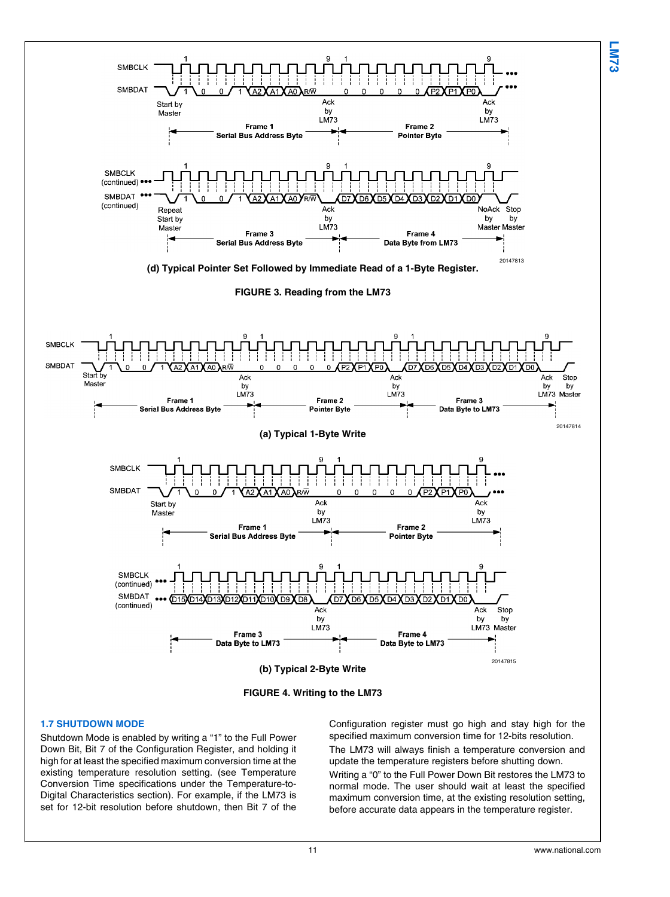(d) Typical Pointer Set Followed by Immediate Read of a 1-Byte Register.

**FIGURE 3. Reading from the LM73**

(a) Typical 1-Byte Write

(b) Typical 2-Byte Write

**FIGURE 4. Writing to the LM73**

### 1.7 SHUTDOWN MODE

Shutdown Mode is enabled by writing a "1" to the Full Power Down Bit, Bit 7 of the Configuration Register, and holding it high for at least the specified maximum conversion time at the existing temperature resolution setting. (see Temperature Conversion Time specifications under the Temperature-to-Digital Characteristics section). For example, if the LM73 is set for 12-bit resolution before shutdown, then Bit 7 of the Configuration register must go high and stay high for the specified maximum conversion time for 12-bits resolution.

The LM73 will always finish a temperature conversion and update the temperature registers before shutting down.

Writing a "0" to the Full Power Down Bit restores the LM73 to normal mode. The user should wait at least the specified maximum conversion time, at the existing resolution setting, before accurate data appears in the temperature register.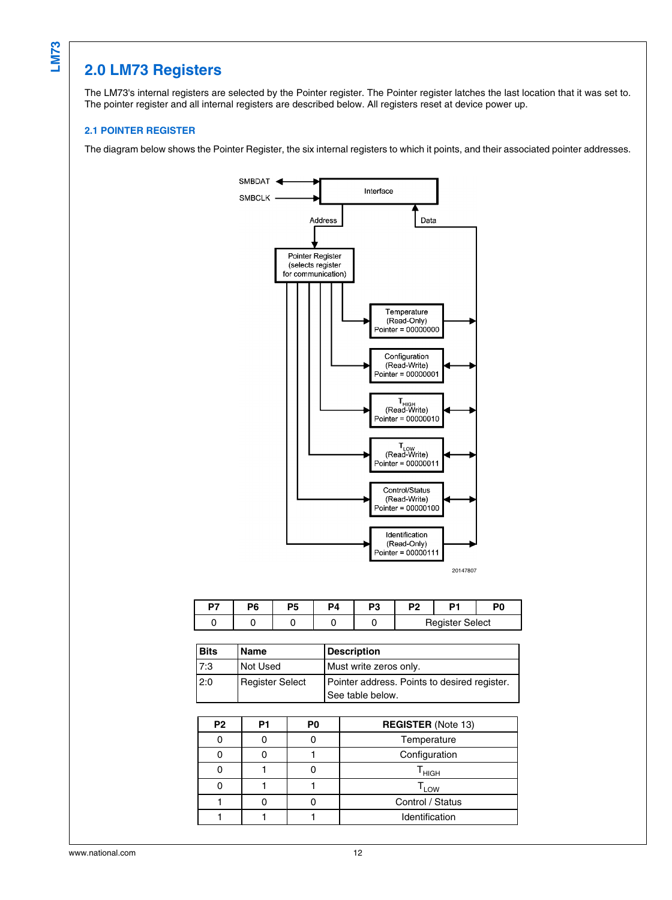## 2.0 LM73 Registers

The LM73's internal registers are selected by the Pointer register. The Pointer register latches the last location that it was set to. The pointer register and all internal registers are described below. All registers reset at device power up.

### 2.1 POINTER REGISTER

The diagram below shows the Pointer Register, the six internal registers to which it points, and their associated pointer addresses.

SMBDAT
SMBCLK
Interface
Address
Data
Pointer Register (selects register for communication)
Temperature (Read-Only) Pointer = 00000000
Configuration (Read-Write) Pointer = 00000001
$T_{HIGH}$ (Read-Write) Pointer = 00000010
$T_{LOW}$ (Read-Write) Pointer = 00000011
Control/Status (Read-Write) Pointer = 00000100
Identification (Read-Only) Pointer = 00000111

20147807

| P7 | P6 | P5 | P4 | P3 | P2 | P1 | P0 |
|---|---|---|---|---|---|---|---|
| 0 | 0 | 0 | 0 | 0 | Register Select | | |

| Bits | Name | Description |
|---|---|---|
| 7:3 | Not Used | Must write zeros only. |
| 2:0 | Register Select | Pointer address. Points to desired register. See table below. |

| P2 | P1 | P0 | **REGISTER** (Note 13) |
|---|---|---|---|
| 0 | 0 | 0 | Temperature |
| 0 | 0 | 1 | Configuration |
| 0 | 1 | 0 | $T_{HIGH}$ |
| 0 | 1 | 1 | $T_{LOW}$ |
| 1 | 0 | 0 | Control / Status |
| 1 | 1 | 1 | Identification |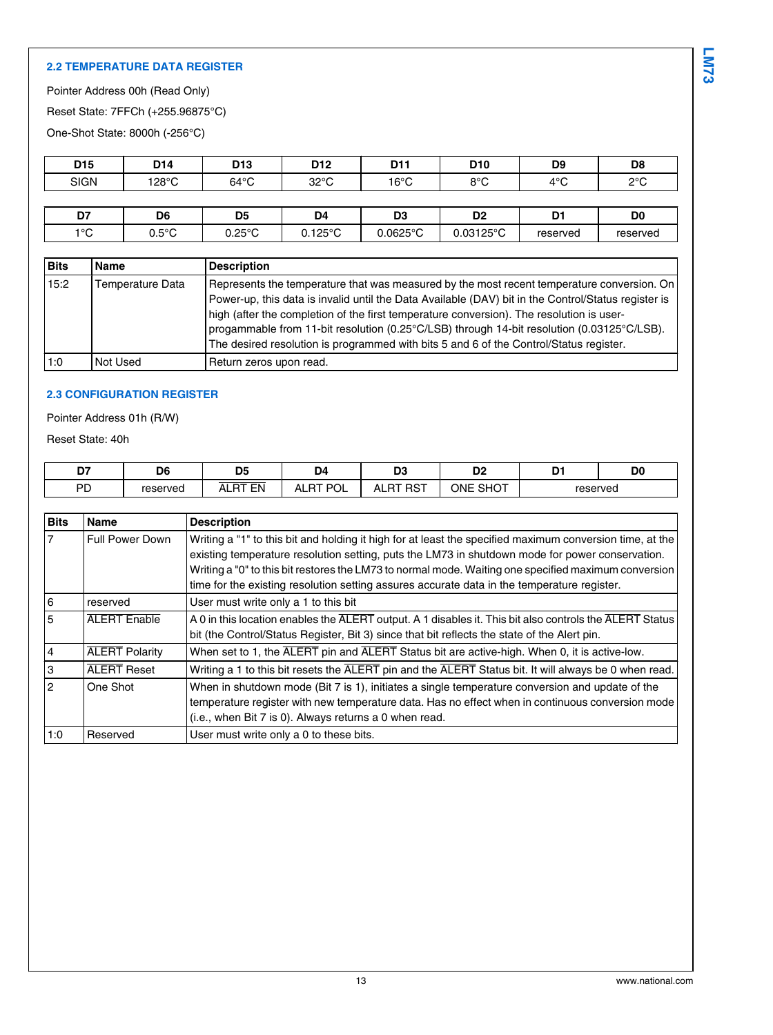### 2.2 TEMPERATURE DATA REGISTER

Pointer Address 00h (Read Only)

Reset State: 7FFCh (+255.96875°C)

One-Shot State: 8000h (-256°C)

| D15 | D14 | D13 | D12 | D11 | D10 | D9 | D8 |
|---|---|---|---|---|---|---|---|
| SIGN | 128°C | 64°C | 32°C | 16°C | 8°C | 4°C | 2°C |

| D7 | D6 | D5 | D4 | D3 | D2 | D1 | D0 |
|---|---|---|---|---|---|---|---|
| 1°C | 0.5°C | 0.25°C | 0.125°C | 0.0625°C | 0.03125°C | reserved | reserved |

| Bits | Name | Description |
|---|---|---|
| 15:2 | Temperature Data | Represents the temperature that was measured by the most recent temperature conversion. On Power-up, this data is invalid until the Data Available (DAV) bit in the Control/Status register is high (after the completion of the first temperature conversion). The resolution is user-progammable from 11-bit resolution (0.25°C/LSB) through 14-bit resolution (0.03125°C/LSB). The desired resolution is programmed with bits 5 and 6 of the Control/Status register. |
| 1:0 | Not Used | Return zeros upon read. |

### 2.3 CONFIGURATION REGISTER

Pointer Address 01h (R/W)

Reset State: 40h

| D7 | D6 | D5 | D4 | D3 | D2 | D1 | D0 |
|---|---|---|---|---|---|---|---|
| PD | reserved | $\overline{\text{ALRT EN}}$ | ALRT POL | ALRT RST | ONE SHOT | reserved | |

| Bits | Name | Description |
|---|---|---|
| 7 | Full Power Down | Writing a "1" to this bit and holding it high for at least the specified maximum conversion time, at the existing temperature resolution setting, puts the LM73 in shutdown mode for power conservation. Writing a "0" to this bit restores the LM73 to normal mode. Waiting one specified maximum conversion time for the existing resolution setting assures accurate data in the temperature register. |
| 6 | reserved | User must write only a 1 to this bit |
| 5 | $\overline{\text{ALERT}}$ Enable | A 0 in this location enables the $\overline{\text{ALERT}}$ output. A 1 disables it. This bit also controls the $\overline{\text{ALERT}}$ Status bit (the Control/Status Register, Bit 3) since that bit reflects the state of the Alert pin. |
| 4 | $\overline{\text{ALERT}}$ Polarity | When set to 1, the $\overline{\text{ALERT}}$ pin and $\overline{\text{ALERT}}$ Status bit are active-high. When 0, it is active-low. |
| 3 | $\overline{\text{ALERT}}$ Reset | Writing a 1 to this bit resets the $\overline{\text{ALERT}}$ pin and the $\overline{\text{ALERT}}$ Status bit. It will always be 0 when read. |
| 2 | One Shot | When in shutdown mode (Bit 7 is 1), initiates a single temperature conversion and update of the temperature register with new temperature data. Has no effect when in continuous conversion mode (i.e., when Bit 7 is 0). Always returns a 0 when read. |
| 1:0 | Reserved | User must write only a 0 to these bits. |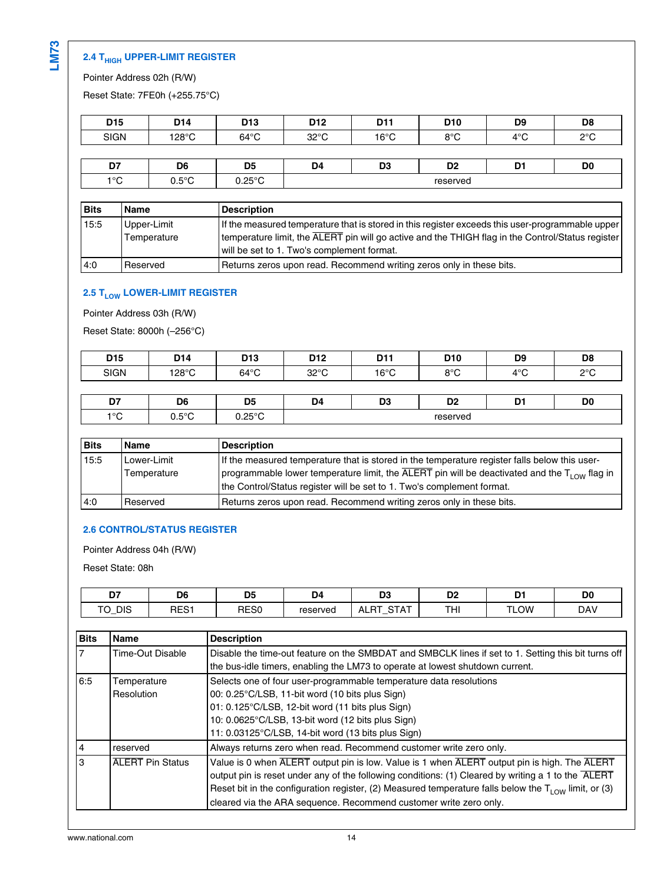## 2.4 $T_{HIGH}$ UPPER-LIMIT REGISTER

Pointer Address 02h (R/W)

Reset State: 7FE0h (+255.75°C)

| D15 | D14 | D13 | D12 | D11 | D10 | D9 | D8 |
|---|---|---|---|---|---|---|---|
| SIGN | 128°C | 64°C | 32°C | 16°C | 8°C | 4°C | 2°C |

| D7 | D6 | D5 | D4 | D3 | D2 | D1 | D0 |
|---|---|---|---|---|---|---|---|
| 1°C | 0.5°C | 0.25°C | reserved | | | | |

| Bits | Name | Description |
|---|---|---|
| 15:5 | Upper-Limit Temperature | If the measured temperature that is stored in this register exceeds this user-programmable upper temperature limit, the $\overline{\text{ALERT}}$ pin will go active and the THIGH flag in the Control/Status register will be set to 1. Two's complement format. |
| 4:0 | Reserved | Returns zeros upon read. Recommend writing zeros only in these bits. |

## 2.5 $T_{LOW}$ LOWER-LIMIT REGISTER

Pointer Address 03h (R/W)

Reset State: 8000h (–256°C)

| D15 | D14 | D13 | D12 | D11 | D10 | D9 | D8 |
|---|---|---|---|---|---|---|---|
| SIGN | 128°C | 64°C | 32°C | 16°C | 8°C | 4°C | 2°C |

| D7 | D6 | D5 | D4 | D3 | D2 | D1 | D0 |
|---|---|---|---|---|---|---|---|
| 1°C | 0.5°C | 0.25°C | reserved | | | | |

| Bits | Name | Description |
|---|---|---|
| 15:5 | Lower-Limit Temperature | If the measured temperature that is stored in the temperature register falls below this user-programmable lower temperature limit, the $\overline{\text{ALERT}}$ pin will be deactivated and the $T_{LOW}$ flag in the Control/Status register will be set to 1. Two's complement format. |
| 4:0 | Reserved | Returns zeros upon read. Recommend writing zeros only in these bits. |

## 2.6 CONTROL/STATUS REGISTER

Pointer Address 04h (R/W)

Reset State: 08h

| D7 | D6 | D5 | D4 | D3 | D2 | D1 | D0 |
|---|---|---|---|---|---|---|---|
| TO_DIS | RES1 | RES0 | reserved | ALRT_STAT | THI | TLOW | DAV |

| Bits | Name | Description |
|---|---|---|
| 7 | Time-Out Disable | Disable the time-out feature on the SMBDAT and SMBCLK lines if set to 1. Setting this bit turns off the bus-idle timers, enabling the LM73 to operate at lowest shutdown current. |
| 6:5 | Temperature Resolution | Selects one of four user-programmable temperature data resolutions<br>00: 0.25°C/LSB, 11-bit word (10 bits plus Sign)<br>01: 0.125°C/LSB, 12-bit word (11 bits plus Sign)<br>10: 0.0625°C/LSB, 13-bit word (12 bits plus Sign)<br>11: 0.03125°C/LSB, 14-bit word (13 bits plus Sign) |
| 4 | reserved | Always returns zero when read. Recommend customer write zero only. |
| 3 | $\overline{\text{ALERT}}$ Pin Status | Value is 0 when $\overline{\text{ALERT}}$ output pin is low. Value is 1 when $\overline{\text{ALERT}}$ output pin is high. The $\overline{\text{ALERT}}$ output pin is reset under any of the following conditions: (1) Cleared by writing a 1 to the $\overline{\text{ALERT}}$ Reset bit in the configuration register, (2) Measured temperature falls below the $T_{LOW}$ limit, or (3) cleared via the ARA sequence. Recommend customer write zero only. |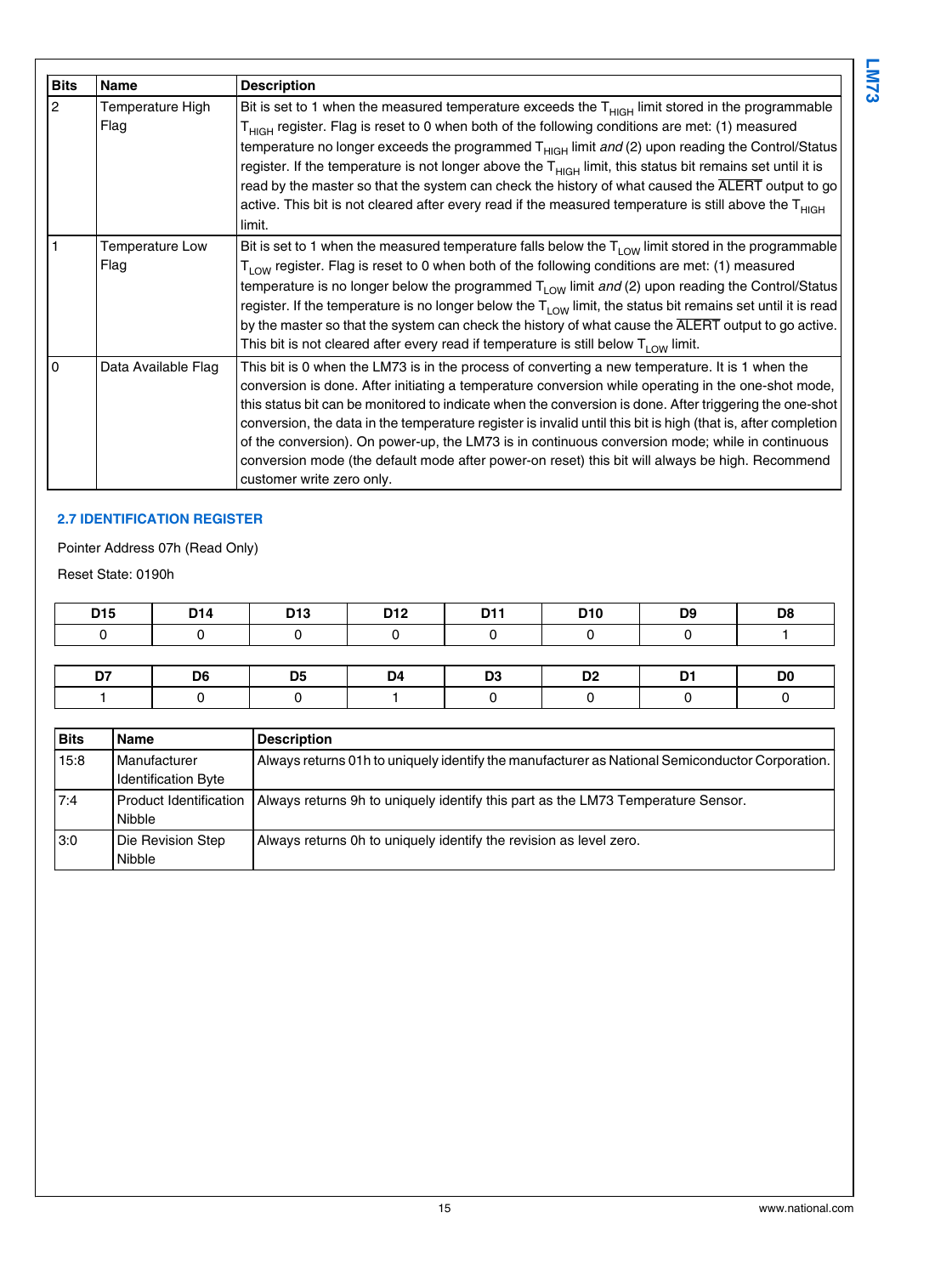| Bits | Name | Description |
|---|---|---|
| 2 | Temperature High Flag | Bit is set to 1 when the measured temperature exceeds the $T_{HIGH}$ limit stored in the programmable $T_{HIGH}$ register. Flag is reset to 0 when both of the following conditions are met: (1) measured temperature no longer exceeds the programmed $T_{HIGH}$ limit *and* (2) upon reading the Control/Status register. If the temperature is not longer above the $T_{HIGH}$ limit, this status bit remains set until it is read by the master so that the system can check the history of what caused the $\overline{\text{ALERT}}$ output to go active. This bit is not cleared after every read if the measured temperature is still above the $T_{HIGH}$ limit. |
| 1 | Temperature Low Flag | Bit is set to 1 when the measured temperature falls below the $T_{LOW}$ limit stored in the programmable $T_{LOW}$ register. Flag is reset to 0 when both of the following conditions are met: (1) measured temperature is no longer below the programmed $T_{LOW}$ limit *and* (2) upon reading the Control/Status register. If the temperature is no longer below the $T_{LOW}$ limit, the status bit remains set until it is read by the master so that the system can check the history of what cause the $\overline{\text{ALERT}}$ output to go active. This bit is not cleared after every read if temperature is still below $T_{LOW}$ limit. |
| 0 | Data Available Flag | This bit is 0 when the LM73 is in the process of converting a new temperature. It is 1 when the conversion is done. After initiating a temperature conversion while operating in the one-shot mode, this status bit can be monitored to indicate when the conversion is done. After triggering the one-shot conversion, the data in the temperature register is invalid until this bit is high (that is, after completion of the conversion). On power-up, the LM73 is in continuous conversion mode; while in continuous conversion mode (the default mode after power-on reset) this bit will always be high. Recommend customer write zero only. |

## 2.7 IDENTIFICATION REGISTER

Pointer Address 07h (Read Only)

Reset State: 0190h

| D15 | D14 | D13 | D12 | D11 | D10 | D9 | D8 |
|---|---|---|---|---|---|---|---|
| 0 | 0 | 0 | 0 | 0 | 0 | 0 | 1 |

| D7 | D6 | D5 | D4 | D3 | D2 | D1 | D0 |
|---|---|---|---|---|---|---|---|
| 1 | 0 | 0 | 1 | 0 | 0 | 0 | 0 |

| Bits | Name | Description |
|---|---|---|
| 15:8 | Manufacturer Identification Byte | Always returns 01h to uniquely identify the manufacturer as National Semiconductor Corporation. |
| 7:4 | Product Identification Nibble | Always returns 9h to uniquely identify this part as the LM73 Temperature Sensor. |
| 3:0 | Die Revision Step Nibble | Always returns 0h to uniquely identify the revision as level zero. |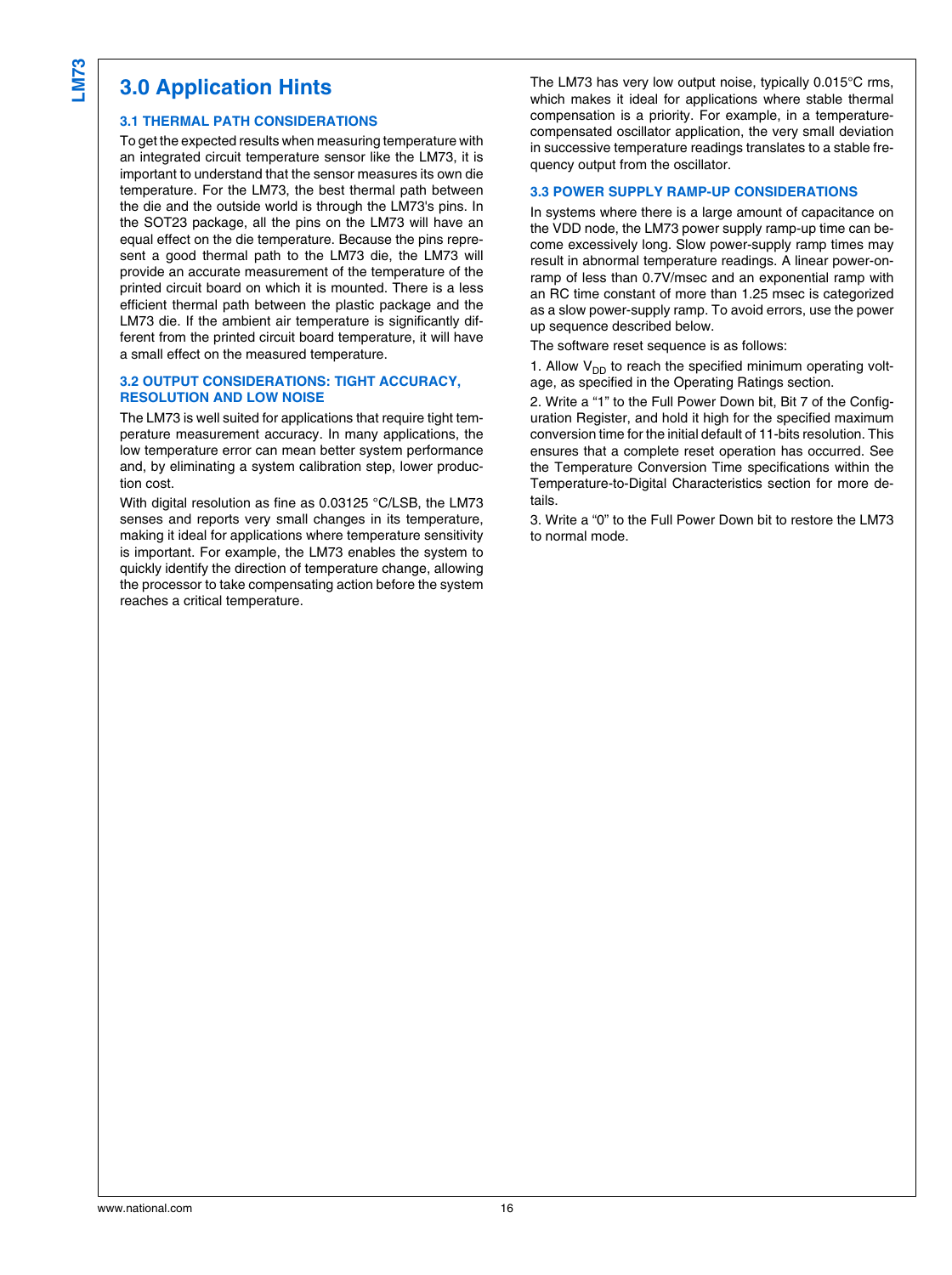# 3.0 Application Hints

## 3.1 THERMAL PATH CONSIDERATIONS

To get the expected results when measuring temperature with an integrated circuit temperature sensor like the LM73, it is important to understand that the sensor measures its own die temperature. For the LM73, the best thermal path between the die and the outside world is through the LM73's pins. In the SOT23 package, all the pins on the LM73 will have an equal effect on the die temperature. Because the pins represent a good thermal path to the LM73 die, the LM73 will provide an accurate measurement of the temperature of the printed circuit board on which it is mounted. There is a less efficient thermal path between the plastic package and the LM73 die. If the ambient air temperature is significantly different from the printed circuit board temperature, it will have a small effect on the measured temperature.

## 3.2 OUTPUT CONSIDERATIONS: TIGHT ACCURACY, RESOLUTION AND LOW NOISE

The LM73 is well suited for applications that require tight temperature measurement accuracy. In many applications, the low temperature error can mean better system performance and, by eliminating a system calibration step, lower production cost.

With digital resolution as fine as 0.03125 °C/LSB, the LM73 senses and reports very small changes in its temperature, making it ideal for applications where temperature sensitivity is important. For example, the LM73 enables the system to quickly identify the direction of temperature change, allowing the processor to take compensating action before the system reaches a critical temperature.

The LM73 has very low output noise, typically 0.015°C rms, which makes it ideal for applications where stable thermal compensation is a priority. For example, in a temperature-compensated oscillator application, the very small deviation in successive temperature readings translates to a stable frequency output from the oscillator.

## 3.3 POWER SUPPLY RAMP-UP CONSIDERATIONS

In systems where there is a large amount of capacitance on the VDD node, the LM73 power supply ramp-up time can become excessively long. Slow power-supply ramp times may result in abnormal temperature readings. A linear power-on-ramp of less than 0.7V/msec and an exponential ramp with an RC time constant of more than 1.25 msec is categorized as a slow power-supply ramp. To avoid errors, use the power up sequence described below.

The software reset sequence is as follows:

1. Allow $V_{DD}$ to reach the specified minimum operating voltage, as specified in the Operating Ratings section.

2. Write a “1” to the Full Power Down bit, Bit 7 of the Configuration Register, and hold it high for the specified maximum conversion time for the initial default of 11-bits resolution. This ensures that a complete reset operation has occurred. See the Temperature Conversion Time specifications within the Temperature-to-Digital Characteristics section for more details.

3. Write a “0” to the Full Power Down bit to restore the LM73 to normal mode.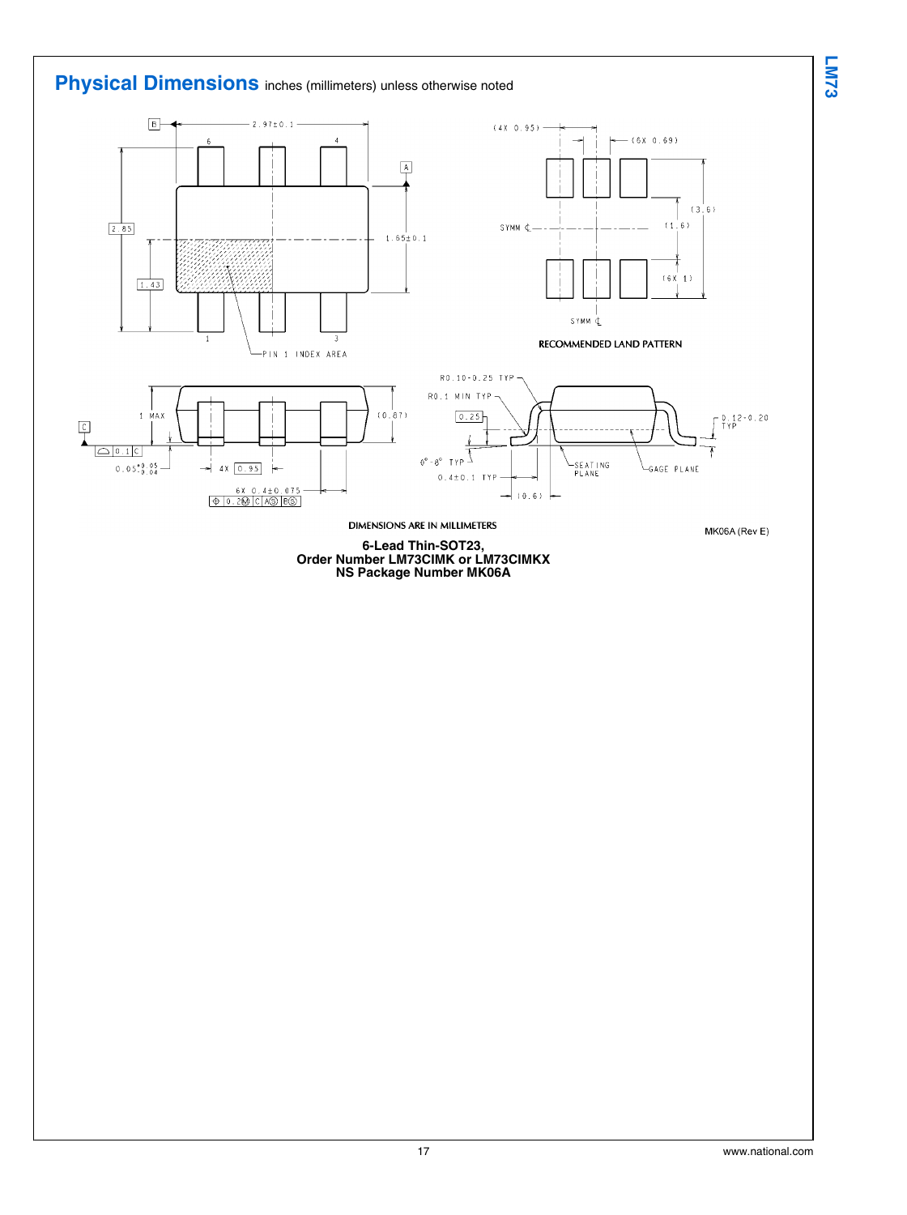## Physical Dimensions inches (millimeters) unless otherwise noted

RECOMMENDED LAND PATTERN

DIMENSIONS ARE IN MILLIMETERS

MK06A (Rev E)

**6-Lead Thin-SOT23,**
**Order Number LM73CIMK or LM73CIMKX**
**NS Package Number MK06A**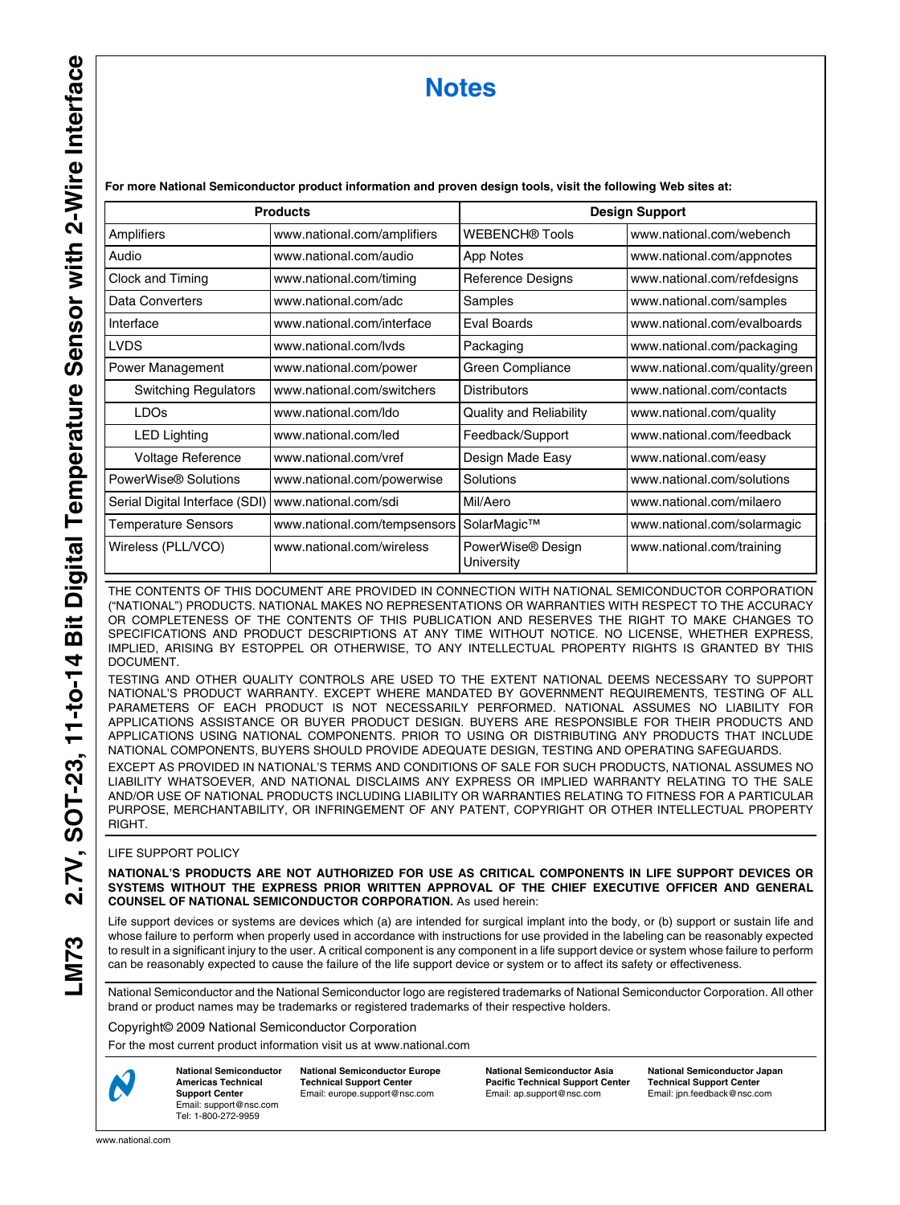# Notes

**For more National Semiconductor product information and proven design tools, visit the following Web sites at:**

| Products | | Design Support | |
|---|---|---|---|
| Amplifiers | www.national.com/amplifiers | WEBENCH® Tools | www.national.com/webench |
| Audio | www.national.com/audio | App Notes | www.national.com/appnotes |
| Clock and Timing | www.national.com/timing | Reference Designs | www.national.com/refdesigns |
| Data Converters | www.national.com/adc | Samples | www.national.com/samples |
| Interface | www.national.com/interface | Eval Boards | www.national.com/evalboards |
| LVDS | www.national.com/lvds | Packaging | www.national.com/packaging |
| Power Management | www.national.com/power | Green Compliance | www.national.com/quality/green |
| Switching Regulators | www.national.com/switchers | Distributors | www.national.com/contacts |
| LDOs | www.national.com/ldo | Quality and Reliability | www.national.com/quality |
| LED Lighting | www.national.com/led | Feedback/Support | www.national.com/feedback |
| Voltage Reference | www.national.com/vref | Design Made Easy | www.national.com/easy |
| PowerWise® Solutions | www.national.com/powerwise | Solutions | www.national.com/solutions |
| Serial Digital Interface (SDI) | www.national.com/sdi | Mil/Aero | www.national.com/milaero |
| Temperature Sensors | www.national.com/tempsensors | SolarMagic™ | www.national.com/solarmagic |
| Wireless (PLL/VCO) | www.national.com/wireless | PowerWise® Design University | www.national.com/training |

THE CONTENTS OF THIS DOCUMENT ARE PROVIDED IN CONNECTION WITH NATIONAL SEMICONDUCTOR CORPORATION ("NATIONAL") PRODUCTS. NATIONAL MAKES NO REPRESENTATIONS OR WARRANTIES WITH RESPECT TO THE ACCURACY OR COMPLETENESS OF THE CONTENTS OF THIS PUBLICATION AND RESERVES THE RIGHT TO MAKE CHANGES TO SPECIFICATIONS AND PRODUCT DESCRIPTIONS AT ANY TIME WITHOUT NOTICE. NO LICENSE, WHETHER EXPRESS, IMPLIED, ARISING BY ESTOPPEL OR OTHERWISE, TO ANY INTELLECTUAL PROPERTY RIGHTS IS GRANTED BY THIS DOCUMENT.

TESTING AND OTHER QUALITY CONTROLS ARE USED TO THE EXTENT NATIONAL DEEMS NECESSARY TO SUPPORT NATIONAL'S PRODUCT WARRANTY. EXCEPT WHERE MANDATED BY GOVERNMENT REQUIREMENTS, TESTING OF ALL PARAMETERS OF EACH PRODUCT IS NOT NECESSARILY PERFORMED. NATIONAL ASSUMES NO LIABILITY FOR APPLICATIONS ASSISTANCE OR BUYER PRODUCT DESIGN. BUYERS ARE RESPONSIBLE FOR THEIR PRODUCTS AND APPLICATIONS USING NATIONAL COMPONENTS. PRIOR TO USING OR DISTRIBUTING ANY PRODUCTS THAT INCLUDE NATIONAL COMPONENTS, BUYERS SHOULD PROVIDE ADEQUATE DESIGN, TESTING AND OPERATING SAFEGUARDS.

EXCEPT AS PROVIDED IN NATIONAL'S TERMS AND CONDITIONS OF SALE FOR SUCH PRODUCTS, NATIONAL ASSUMES NO LIABILITY WHATSOEVER, AND NATIONAL DISCLAIMS ANY EXPRESS OR IMPLIED WARRANTY RELATING TO THE SALE AND/OR USE OF NATIONAL PRODUCTS INCLUDING LIABILITY OR WARRANTIES RELATING TO FITNESS FOR A PARTICULAR PURPOSE, MERCHANTABILITY, OR INFRINGEMENT OF ANY PATENT, COPYRIGHT OR OTHER INTELLECTUAL PROPERTY RIGHT.

LIFE SUPPORT POLICY

**NATIONAL'S PRODUCTS ARE NOT AUTHORIZED FOR USE AS CRITICAL COMPONENTS IN LIFE SUPPORT DEVICES OR SYSTEMS WITHOUT THE EXPRESS PRIOR WRITTEN APPROVAL OF THE CHIEF EXECUTIVE OFFICER AND GENERAL COUNSEL OF NATIONAL SEMICONDUCTOR CORPORATION.** As used herein:

Life support devices or systems are devices which (a) are intended for surgical implant into the body, or (b) support or sustain life and whose failure to perform when properly used in accordance with instructions for use provided in the labeling can be reasonably expected to result in a significant injury to the user. A critical component is any component in a life support device or system whose failure to perform can be reasonably expected to cause the failure of the life support device or system or to affect its safety or effectiveness.

National Semiconductor and the National Semiconductor logo are registered trademarks of National Semiconductor Corporation. All other brand or product names may be trademarks or registered trademarks of their respective holders.

Copyright© 2009 National Semiconductor Corporation

For the most current product information visit us at www.national.com

**National Semiconductor Americas Technical Support Center**
Email: support@nsc.com
Tel: 1-800-272-9959

**National Semiconductor Europe Technical Support Center**
Email: europe.support@nsc.com

**National Semiconductor Asia Pacific Technical Support Center**
Email: ap.support@nsc.com

**National Semiconductor Japan Technical Support Center**
Email: jpn.feedback@nsc.com